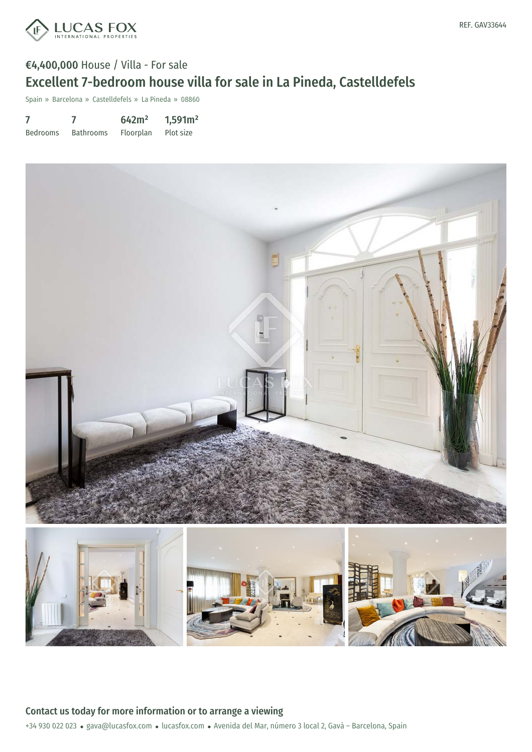LUCAS FOX INTERNATIONAL PROPERTIES

REF. GAV33644

**€4,400,000** House / Villa - For sale

# Excellent 7-bedroom house villa for sale in La Pineda, Castelldefels

Spain » Barcelona » Castelldefels » La Pineda » 08860

| 7 | 7 | 642m² | 1,591m² |
|---|---|---|---|
| Bedrooms | Bathrooms | Floorplan | Plot size |

## Contact us today for more information or to arrange a viewing

+34 930 022 023 • gava@lucasfox.com • lucasfox.com • Avenida del Mar, número 3 local 2, Gavà – Barcelona, Spain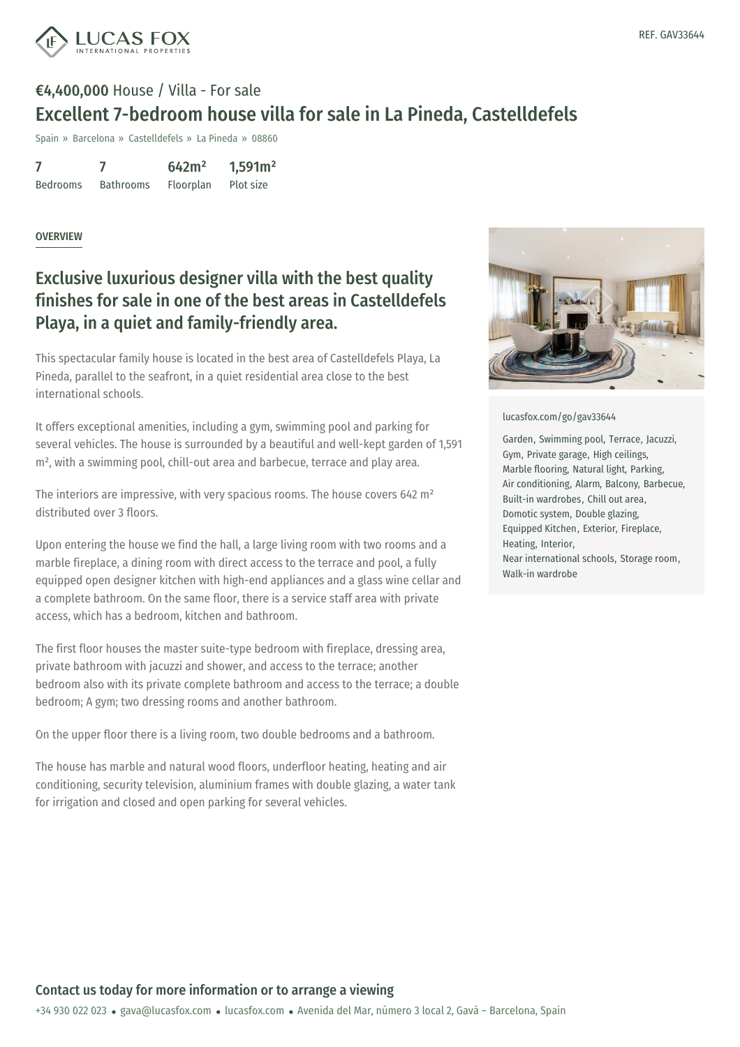REF. GAV33644

**€4,400,000** House / Villa - For sale

# Excellent 7-bedroom house villa for sale in La Pineda, Castelldefels

Spain » Barcelona » Castelldefels » La Pineda » 08860

| 7 | 7 | 642m² | 1,591m² |
| --- | --- | --- | --- |
| Bedrooms | Bathrooms | Floorplan | Plot size |

OVERVIEW

## Exclusive luxurious designer villa with the best quality finishes for sale in one of the best areas in Castelldefels Playa, in a quiet and family-friendly area.

This spectacular family house is located in the best area of Castelldefels Playa, La Pineda, parallel to the seafront, in a quiet residential area close to the best international schools.

It offers exceptional amenities, including a gym, swimming pool and parking for several vehicles. The house is surrounded by a beautiful and well-kept garden of 1,591 m², with a swimming pool, chill-out area and barbecue, terrace and play area.

The interiors are impressive, with very spacious rooms. The house covers 642 m² distributed over 3 floors.

Upon entering the house we find the hall, a large living room with two rooms and a marble fireplace, a dining room with direct access to the terrace and pool, a fully equipped open designer kitchen with high-end appliances and a glass wine cellar and a complete bathroom. On the same floor, there is a service staff area with private access, which has a bedroom, kitchen and bathroom.

The first floor houses the master suite-type bedroom with fireplace, dressing area, private bathroom with jacuzzi and shower, and access to the terrace; another bedroom also with its private complete bathroom and access to the terrace; a double bedroom; A gym; two dressing rooms and another bathroom.

On the upper floor there is a living room, two double bedrooms and a bathroom.

The house has marble and natural wood floors, underfloor heating, heating and air conditioning, security television, aluminium frames with double glazing, a water tank for irrigation and closed and open parking for several vehicles.

lucasfox.com/go/gav33644

Garden, Swimming pool, Terrace, Jacuzzi, Gym, Private garage, High ceilings, Marble flooring, Natural light, Parking, Air conditioning, Alarm, Balcony, Barbecue, Built-in wardrobes, Chill out area, Domotic system, Double glazing, Equipped Kitchen, Exterior, Fireplace, Heating, Interior, Near international schools, Storage room, Walk-in wardrobe

**Contact us today for more information or to arrange a viewing**

+34 930 022 023 • gava@lucasfox.com • lucasfox.com • Avenida del Mar, número 3 local 2, Gavà – Barcelona, Spain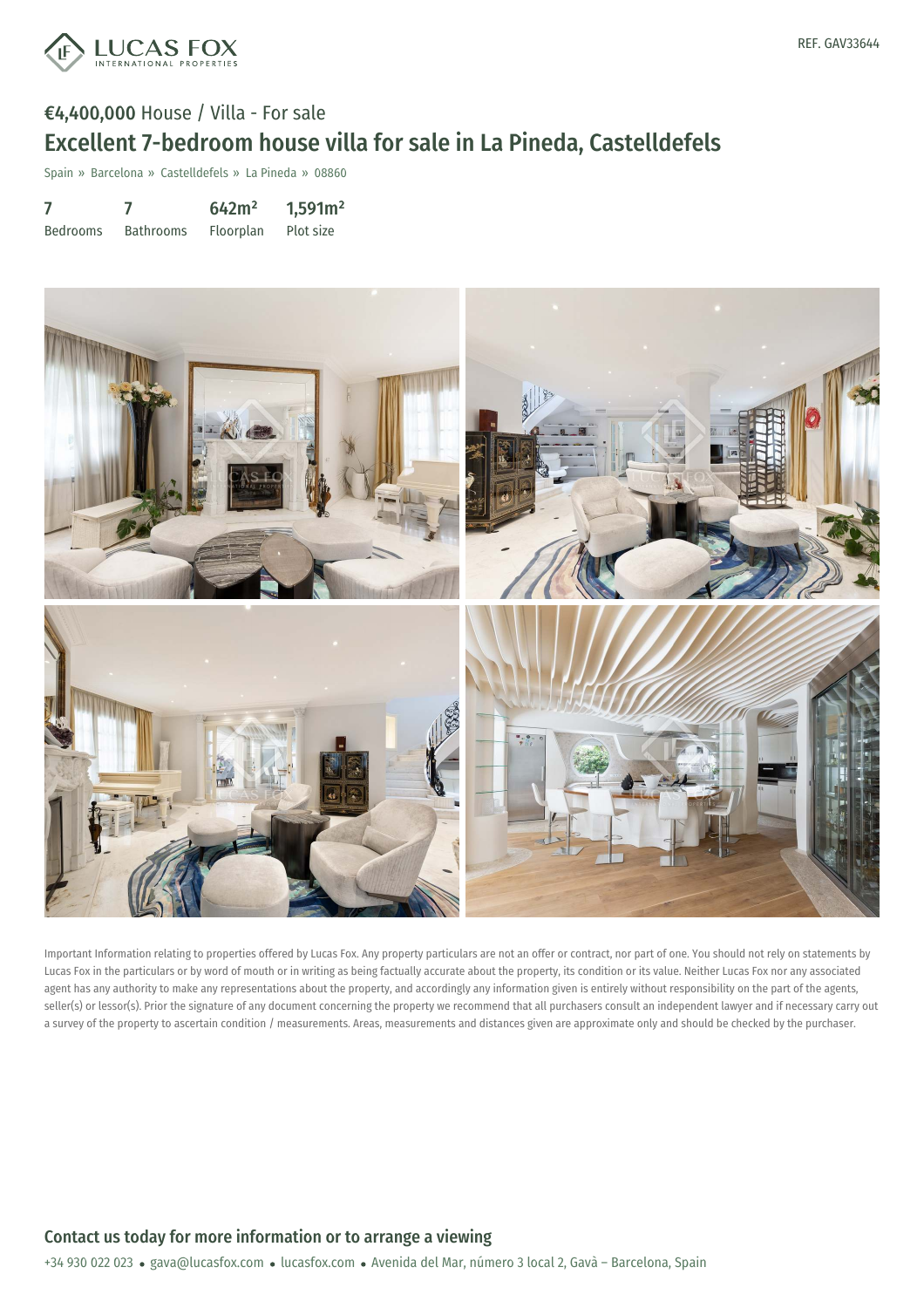REF. GAV33644

**€4,400,000** House / Villa - For sale

# Excellent 7-bedroom house villa for sale in La Pineda, Castelldefels

Spain » Barcelona » Castelldefels » La Pineda » 08860

| 7 | 7 | 642m² | 1,591m² |
| --- | --- | --- | --- |
| Bedrooms | Bathrooms | Floorplan | Plot size |

Important Information relating to properties offered by Lucas Fox. Any property particulars are not an offer or contract, nor part of one. You should not rely on statements by Lucas Fox in the particulars or by word of mouth or in writing as being factually accurate about the property, its condition or its value. Neither Lucas Fox nor any associated agent has any authority to make any representations about the property, and accordingly any information given is entirely without responsibility on the part of the agents, seller(s) or lessor(s). Prior the signature of any document concerning the property we recommend that all purchasers consult an independent lawyer and if necessary carry out a survey of the property to ascertain condition / measurements. Areas, measurements and distances given are approximate only and should be checked by the purchaser.

## Contact us today for more information or to arrange a viewing

+34 930 022 023 • gava@lucasfox.com • lucasfox.com • Avenida del Mar, número 3 local 2, Gavà – Barcelona, Spain